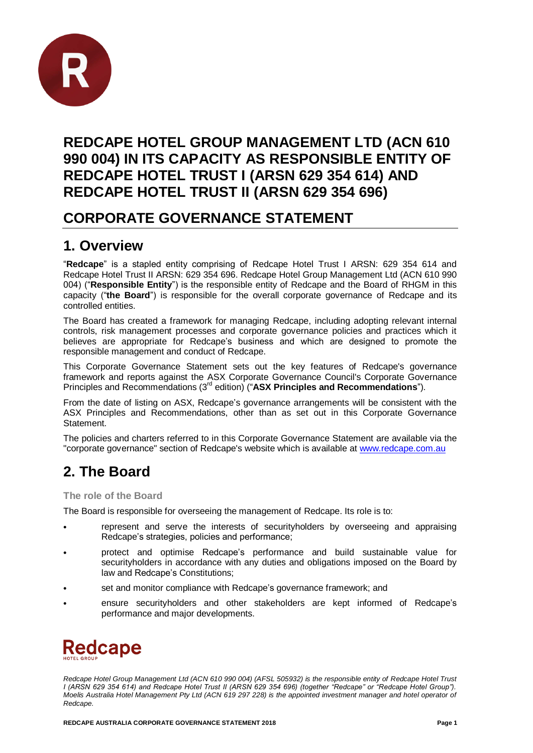# REDCAPE HOTEL GROUP MANAGEMENT LTD (ACN 610 990 004) IN ITS CAPACITY AS RESPONSIBLE ENTITY OF REDCAPE HOTEL TRUST I (ARSN 629 354 614) AND REDCAPE HOTEL TRUST II (ARSN 629 354 696)

# CORPORATE GOVERNANCE STATEMENT

## 1. Overview

"**Redcape**" is a stapled entity comprising of Redcape Hotel Trust I ARSN: 629 354 614 and Redcape Hotel Trust II ARSN: 629 354 696. Redcape Hotel Group Management Ltd (ACN 610 990 004) ("**Responsible Entity**") is the responsible entity of Redcape and the Board of RHGM in this capacity ("**the Board**") is responsible for the overall corporate governance of Redcape and its controlled entities.

The Board has created a framework for managing Redcape, including adopting relevant internal controls, risk management processes and corporate governance policies and practices which it believes are appropriate for Redcape's business and which are designed to promote the responsible management and conduct of Redcape.

This Corporate Governance Statement sets out the key features of Redcape's governance framework and reports against the ASX Corporate Governance Council's Corporate Governance Principles and Recommendations (3rd edition) ("**ASX Principles and Recommendations**").

From the date of listing on ASX, Redcape's governance arrangements will be consistent with the ASX Principles and Recommendations, other than as set out in this Corporate Governance Statement.

The policies and charters referred to in this Corporate Governance Statement are available via the "corporate governance" section of Redcape's website which is available at [www.redcape.com.au](http://www.redcape.com.au)

## 2. The Board

### The role of the Board

The Board is responsible for overseeing the management of Redcape. Its role is to:

- represent and serve the interests of securityholders by overseeing and appraising Redcape's strategies, policies and performance;
- protect and optimise Redcape's performance and build sustainable value for securityholders in accordance with any duties and obligations imposed on the Board by law and Redcape's Constitutions;
- set and monitor compliance with Redcape's governance framework; and
- ensure securityholders and other stakeholders are kept informed of Redcape's performance and major developments.

*Redcape Hotel Group Management Ltd (ACN 610 990 004) (AFSL 505932) is the responsible entity of Redcape Hotel Trust I (ARSN 629 354 614) and Redcape Hotel Trust II (ARSN 629 354 696) (together "Redcape" or "Redcape Hotel Group"). Moelis Australia Hotel Management Pty Ltd (ACN 619 297 228) is the appointed investment manager and hotel operator of Redcape.*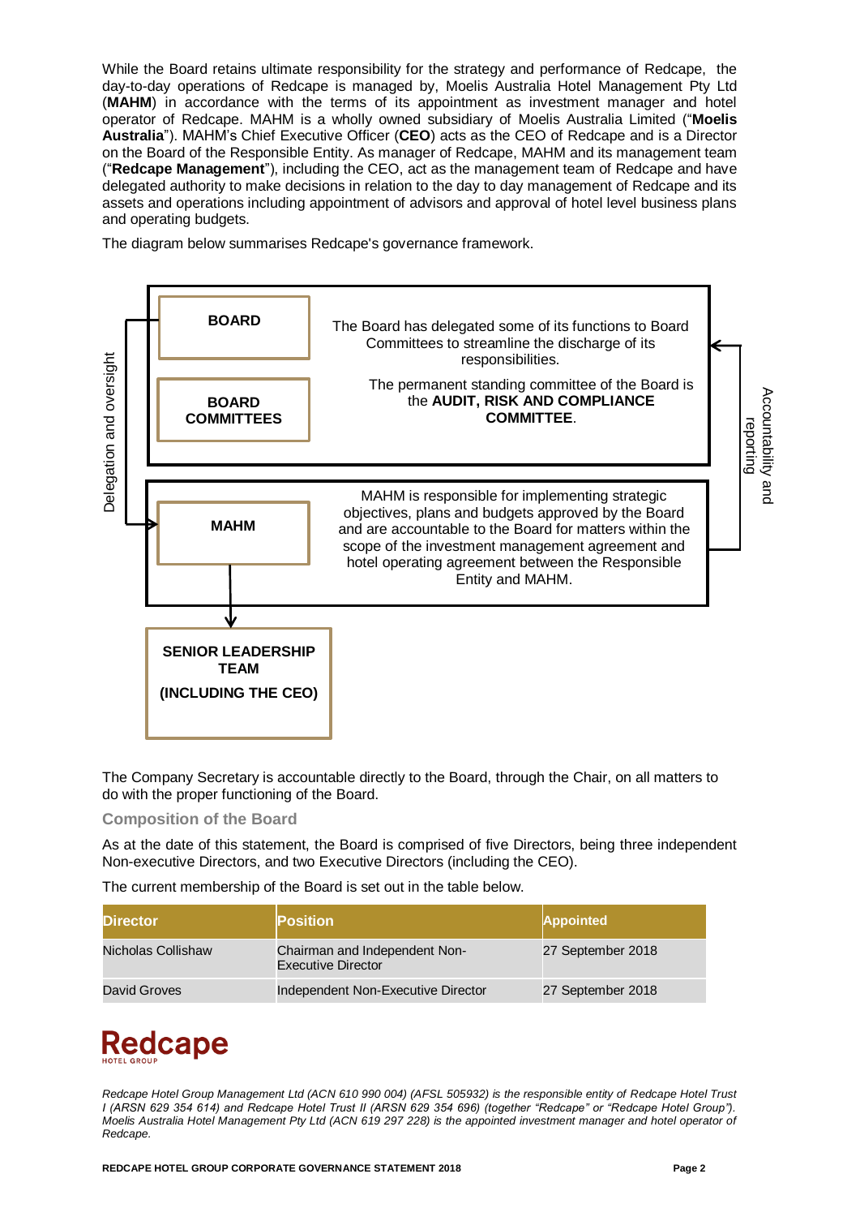While the Board retains ultimate responsibility for the strategy and performance of Redcape, the day-to-day operations of Redcape is managed by, Moelis Australia Hotel Management Pty Ltd (**MAHM**) in accordance with the terms of its appointment as investment manager and hotel operator of Redcape. MAHM is a wholly owned subsidiary of Moelis Australia Limited ("**Moelis Australia**"). MAHM's Chief Executive Officer (**CEO**) acts as the CEO of Redcape and is a Director on the Board of the Responsible Entity. As manager of Redcape, MAHM and its management team ("**Redcape Management**"), including the CEO, act as the management team of Redcape and have delegated authority to make decisions in relation to the day to day management of Redcape and its assets and operations including appointment of advisors and approval of hotel level business plans and operating budgets.

The diagram below summarises Redcape's governance framework.

Delegation and oversight

**BOARD**

**BOARD COMMITTEES**

The Board has delegated some of its functions to Board Committees to streamline the discharge of its responsibilities.

The permanent standing committee of the Board is the **AUDIT, RISK AND COMPLIANCE COMMITTEE**.

**MAHM**

MAHM is responsible for implementing strategic objectives, plans and budgets approved by the Board and are accountable to the Board for matters within the scope of the investment management agreement and hotel operating agreement between the Responsible Entity and MAHM.

**SENIOR LEADERSHIP TEAM**

**(INCLUDING THE CEO)**

Accountability and reporting

The Company Secretary is accountable directly to the Board, through the Chair, on all matters to do with the proper functioning of the Board.

### Composition of the Board

As at the date of this statement, the Board is comprised of five Directors, being three independent Non-executive Directors, and two Executive Directors (including the CEO).

The current membership of the Board is set out in the table below.

| Director | Position | Appointed |
|---|---|---|
| Nicholas Collishaw | Chairman and Independent Non-Executive Director | 27 September 2018 |
| David Groves | Independent Non-Executive Director | 27 September 2018 |

*Redcape Hotel Group Management Ltd (ACN 610 990 004) (AFSL 505932) is the responsible entity of Redcape Hotel Trust I (ARSN 629 354 614) and Redcape Hotel Trust II (ARSN 629 354 696) (together "Redcape" or "Redcape Hotel Group"). Moelis Australia Hotel Management Pty Ltd (ACN 619 297 228) is the appointed investment manager and hotel operator of Redcape.*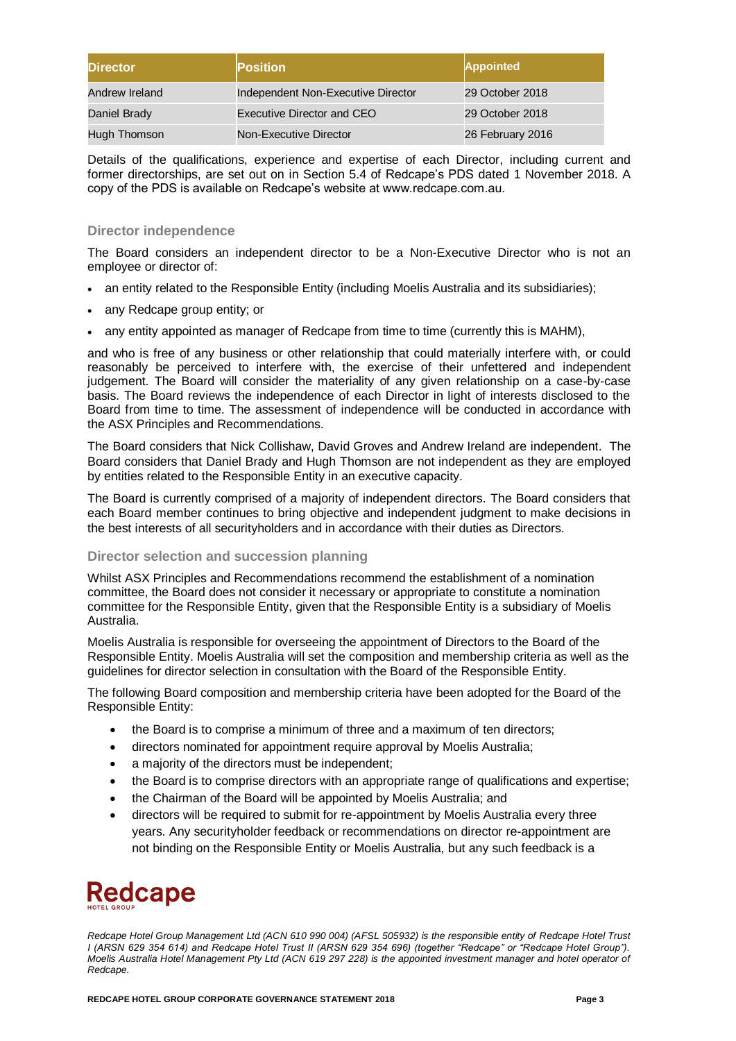| Director | Position | Appointed |
|---|---|---|
| Andrew Ireland | Independent Non-Executive Director | 29 October 2018 |
| Daniel Brady | Executive Director and CEO | 29 October 2018 |
| Hugh Thomson | Non-Executive Director | 26 February 2016 |

Details of the qualifications, experience and expertise of each Director, including current and former directorships, are set out on in Section 5.4 of Redcape's PDS dated 1 November 2018. A copy of the PDS is available on Redcape's website at www.redcape.com.au.

### Director independence

The Board considers an independent director to be a Non-Executive Director who is not an employee or director of:

- an entity related to the Responsible Entity (including Moelis Australia and its subsidiaries);
- any Redcape group entity; or
- any entity appointed as manager of Redcape from time to time (currently this is MAHM),

and who is free of any business or other relationship that could materially interfere with, or could reasonably be perceived to interfere with, the exercise of their unfettered and independent judgement. The Board will consider the materiality of any given relationship on a case-by-case basis. The Board reviews the independence of each Director in light of interests disclosed to the Board from time to time. The assessment of independence will be conducted in accordance with the ASX Principles and Recommendations.

The Board considers that Nick Collishaw, David Groves and Andrew Ireland are independent. The Board considers that Daniel Brady and Hugh Thomson are not independent as they are employed by entities related to the Responsible Entity in an executive capacity.

The Board is currently comprised of a majority of independent directors. The Board considers that each Board member continues to bring objective and independent judgment to make decisions in the best interests of all securityholders and in accordance with their duties as Directors.

### Director selection and succession planning

Whilst ASX Principles and Recommendations recommend the establishment of a nomination committee, the Board does not consider it necessary or appropriate to constitute a nomination committee for the Responsible Entity, given that the Responsible Entity is a subsidiary of Moelis Australia.

Moelis Australia is responsible for overseeing the appointment of Directors to the Board of the Responsible Entity. Moelis Australia will set the composition and membership criteria as well as the guidelines for director selection in consultation with the Board of the Responsible Entity.

The following Board composition and membership criteria have been adopted for the Board of the Responsible Entity:

- the Board is to comprise a minimum of three and a maximum of ten directors;
- directors nominated for appointment require approval by Moelis Australia;
- a majority of the directors must be independent;
- the Board is to comprise directors with an appropriate range of qualifications and expertise;
- the Chairman of the Board will be appointed by Moelis Australia; and
- directors will be required to submit for re-appointment by Moelis Australia every three years. Any securityholder feedback or recommendations on director re-appointment are not binding on the Responsible Entity or Moelis Australia, but any such feedback is a

*Redcape Hotel Group Management Ltd (ACN 610 990 004) (AFSL 505932) is the responsible entity of Redcape Hotel Trust I (ARSN 629 354 614) and Redcape Hotel Trust II (ARSN 629 354 696) (together "Redcape" or "Redcape Hotel Group"). Moelis Australia Hotel Management Pty Ltd (ACN 619 297 228) is the appointed investment manager and hotel operator of Redcape.*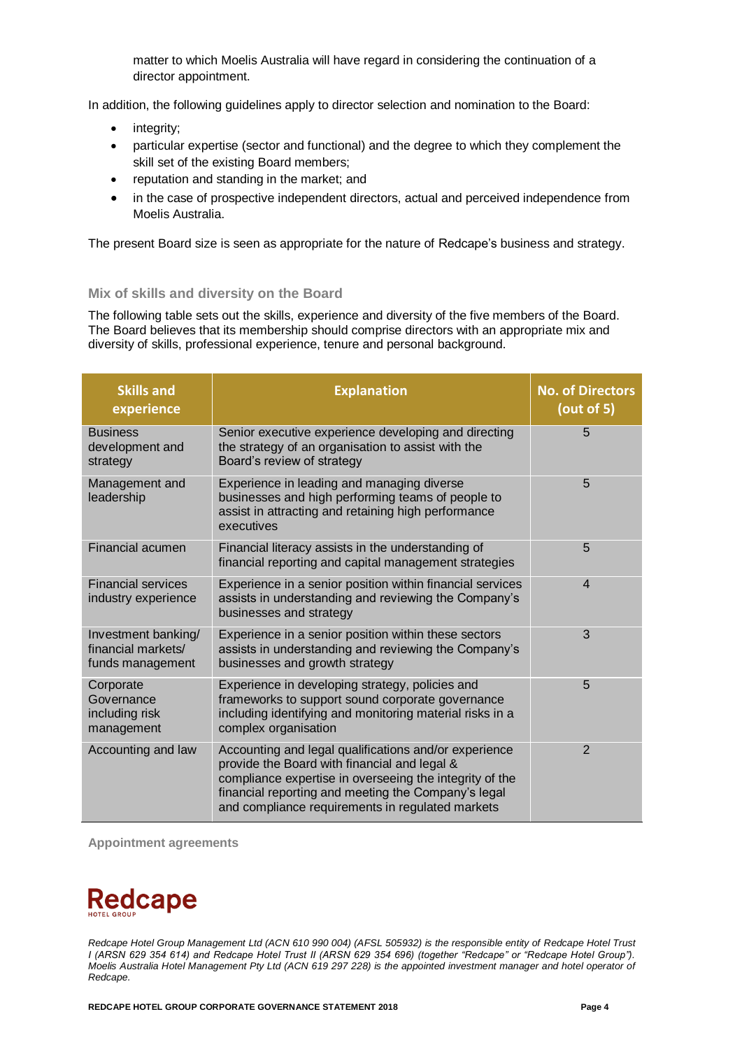matter to which Moelis Australia will have regard in considering the continuation of a director appointment.

In addition, the following guidelines apply to director selection and nomination to the Board:

- integrity;
- particular expertise (sector and functional) and the degree to which they complement the skill set of the existing Board members;
- reputation and standing in the market; and
- in the case of prospective independent directors, actual and perceived independence from Moelis Australia.

The present Board size is seen as appropriate for the nature of Redcape's business and strategy.

### Mix of skills and diversity on the Board

The following table sets out the skills, experience and diversity of the five members of the Board. The Board believes that its membership should comprise directors with an appropriate mix and diversity of skills, professional experience, tenure and personal background.

| Skills and experience | Explanation | No. of Directors (out of 5) |
|---|---|---|
| Business development and strategy | Senior executive experience developing and directing the strategy of an organisation to assist with the Board's review of strategy | 5 |
| Management and leadership | Experience in leading and managing diverse businesses and high performing teams of people to assist in attracting and retaining high performance executives | 5 |
| Financial acumen | Financial literacy assists in the understanding of financial reporting and capital management strategies | 5 |
| Financial services industry experience | Experience in a senior position within financial services assists in understanding and reviewing the Company's businesses and strategy | 4 |
| Investment banking/ financial markets/ funds management | Experience in a senior position within these sectors assists in understanding and reviewing the Company's businesses and growth strategy | 3 |
| Corporate Governance including risk management | Experience in developing strategy, policies and frameworks to support sound corporate governance including identifying and monitoring material risks in a complex organisation | 5 |
| Accounting and law | Accounting and legal qualifications and/or experience provide the Board with financial and legal & compliance expertise in overseeing the integrity of the financial reporting and meeting the Company's legal and compliance requirements in regulated markets | 2 |

### Appointment agreements

*Redcape Hotel Group Management Ltd (ACN 610 990 004) (AFSL 505932) is the responsible entity of Redcape Hotel Trust I (ARSN 629 354 614) and Redcape Hotel Trust II (ARSN 629 354 696) (together "Redcape" or "Redcape Hotel Group"). Moelis Australia Hotel Management Pty Ltd (ACN 619 297 228) is the appointed investment manager and hotel operator of Redcape.*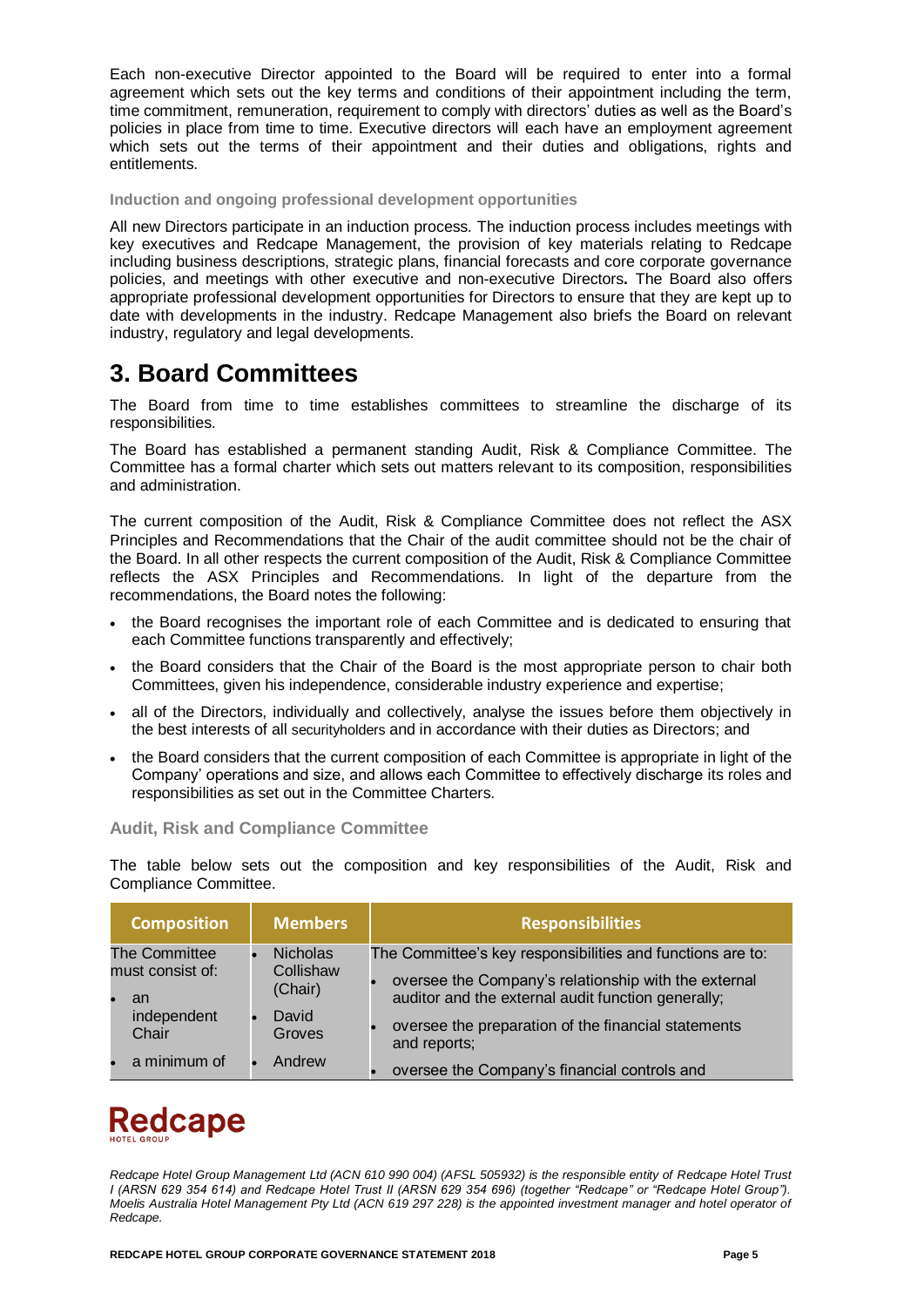Each non-executive Director appointed to the Board will be required to enter into a formal agreement which sets out the key terms and conditions of their appointment including the term, time commitment, remuneration, requirement to comply with directors' duties as well as the Board's policies in place from time to time. Executive directors will each have an employment agreement which sets out the terms of their appointment and their duties and obligations, rights and entitlements.

### Induction and ongoing professional development opportunities

All new Directors participate in an induction process. The induction process includes meetings with key executives and Redcape Management, the provision of key materials relating to Redcape including business descriptions, strategic plans, financial forecasts and core corporate governance policies, and meetings with other executive and non-executive Directors**.** The Board also offers appropriate professional development opportunities for Directors to ensure that they are kept up to date with developments in the industry. Redcape Management also briefs the Board on relevant industry, regulatory and legal developments.

# 3. Board Committees

The Board from time to time establishes committees to streamline the discharge of its responsibilities.

The Board has established a permanent standing Audit, Risk & Compliance Committee. The Committee has a formal charter which sets out matters relevant to its composition, responsibilities and administration.

The current composition of the Audit, Risk & Compliance Committee does not reflect the ASX Principles and Recommendations that the Chair of the audit committee should not be the chair of the Board. In all other respects the current composition of the Audit, Risk & Compliance Committee reflects the ASX Principles and Recommendations. In light of the departure from the recommendations, the Board notes the following:

- the Board recognises the important role of each Committee and is dedicated to ensuring that each Committee functions transparently and effectively;
- the Board considers that the Chair of the Board is the most appropriate person to chair both Committees, given his independence, considerable industry experience and expertise;
- all of the Directors, individually and collectively, analyse the issues before them objectively in the best interests of all securityholders and in accordance with their duties as Directors; and
- the Board considers that the current composition of each Committee is appropriate in light of the Company' operations and size, and allows each Committee to effectively discharge its roles and responsibilities as set out in the Committee Charters.

### Audit, Risk and Compliance Committee

The table below sets out the composition and key responsibilities of the Audit, Risk and Compliance Committee.

| Composition | Members | Responsibilities |
|---|---|---|
| The Committee must consist of:<br>• an independent Chair<br>• a minimum of | • Nicholas Collishaw (Chair)<br>• David Groves<br>• Andrew | The Committee's key responsibilities and functions are to:<br>• oversee the Company's relationship with the external auditor and the external audit function generally;<br>• oversee the preparation of the financial statements and reports;<br>• oversee the Company's financial controls and |

Redcape Hotel Group Management Ltd (ACN 610 990 004) (AFSL 505932) is the responsible entity of Redcape Hotel Trust I (ARSN 629 354 614) and Redcape Hotel Trust II (ARSN 629 354 696) (together "Redcape" or "Redcape Hotel Group"). Moelis Australia Hotel Management Pty Ltd (ACN 619 297 228) is the appointed investment manager and hotel operator of Redcape.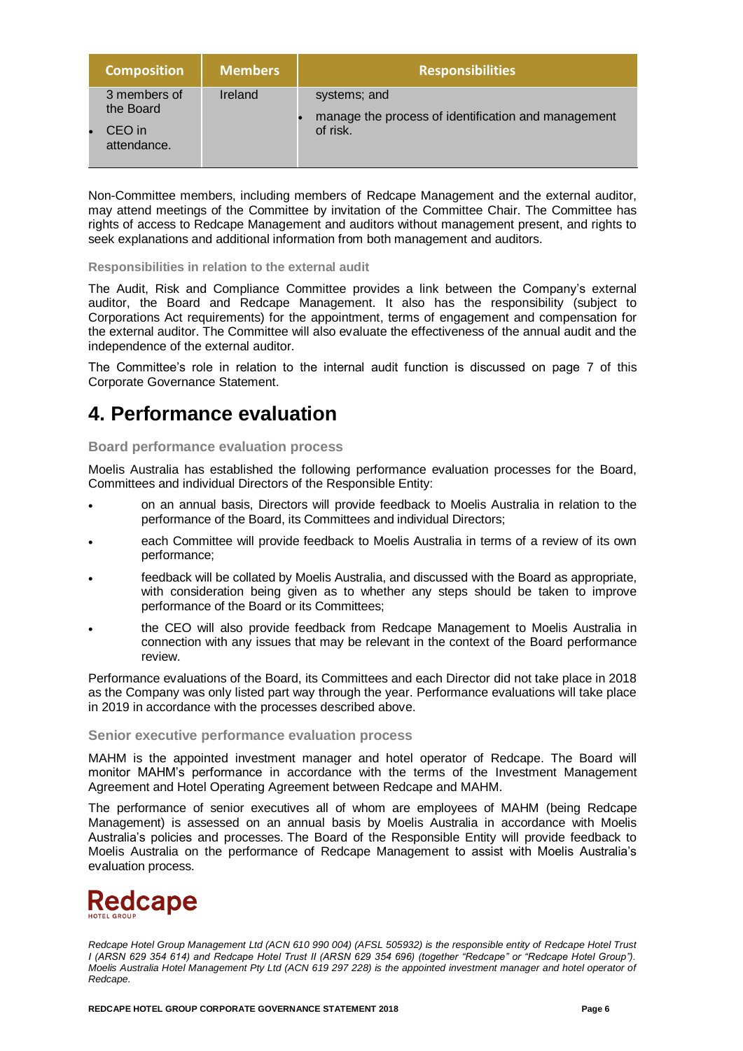| Composition | Members | Responsibilities |
| --- | --- | --- |
| 3 members of the Board<br>• CEO in attendance. | Ireland | systems; and<br>• manage the process of identification and management of risk. |

Non-Committee members, including members of Redcape Management and the external auditor, may attend meetings of the Committee by invitation of the Committee Chair. The Committee has rights of access to Redcape Management and auditors without management present, and rights to seek explanations and additional information from both management and auditors.

### Responsibilities in relation to the external audit

The Audit, Risk and Compliance Committee provides a link between the Company's external auditor, the Board and Redcape Management. It also has the responsibility (subject to Corporations Act requirements) for the appointment, terms of engagement and compensation for the external auditor. The Committee will also evaluate the effectiveness of the annual audit and the independence of the external auditor.

The Committee's role in relation to the internal audit function is discussed on page 7 of this Corporate Governance Statement.

## 4. Performance evaluation

### Board performance evaluation process

Moelis Australia has established the following performance evaluation processes for the Board, Committees and individual Directors of the Responsible Entity:

- on an annual basis, Directors will provide feedback to Moelis Australia in relation to the performance of the Board, its Committees and individual Directors;
- each Committee will provide feedback to Moelis Australia in terms of a review of its own performance;
- feedback will be collated by Moelis Australia, and discussed with the Board as appropriate, with consideration being given as to whether any steps should be taken to improve performance of the Board or its Committees;
- the CEO will also provide feedback from Redcape Management to Moelis Australia in connection with any issues that may be relevant in the context of the Board performance review.

Performance evaluations of the Board, its Committees and each Director did not take place in 2018 as the Company was only listed part way through the year. Performance evaluations will take place in 2019 in accordance with the processes described above.

### Senior executive performance evaluation process

MAHM is the appointed investment manager and hotel operator of Redcape. The Board will monitor MAHM's performance in accordance with the terms of the Investment Management Agreement and Hotel Operating Agreement between Redcape and MAHM.

The performance of senior executives all of whom are employees of MAHM (being Redcape Management) is assessed on an annual basis by Moelis Australia in accordance with Moelis Australia's policies and processes. The Board of the Responsible Entity will provide feedback to Moelis Australia on the performance of Redcape Management to assist with Moelis Australia's evaluation process.

Redcape
HOTEL GROUP

*Redcape Hotel Group Management Ltd (ACN 610 990 004) (AFSL 505932) is the responsible entity of Redcape Hotel Trust I (ARSN 629 354 614) and Redcape Hotel Trust II (ARSN 629 354 696) (together "Redcape" or "Redcape Hotel Group"). Moelis Australia Hotel Management Pty Ltd (ACN 619 297 228) is the appointed investment manager and hotel operator of Redcape.*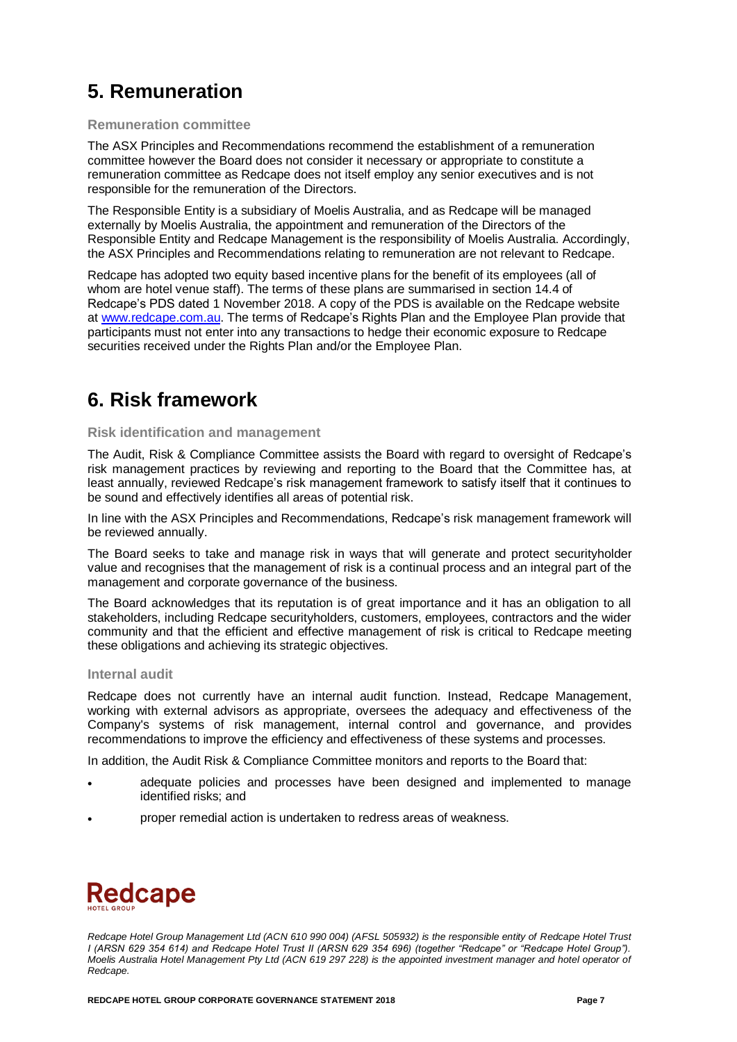# 5. Remuneration

### Remuneration committee

The ASX Principles and Recommendations recommend the establishment of a remuneration committee however the Board does not consider it necessary or appropriate to constitute a remuneration committee as Redcape does not itself employ any senior executives and is not responsible for the remuneration of the Directors.

The Responsible Entity is a subsidiary of Moelis Australia, and as Redcape will be managed externally by Moelis Australia, the appointment and remuneration of the Directors of the Responsible Entity and Redcape Management is the responsibility of Moelis Australia. Accordingly, the ASX Principles and Recommendations relating to remuneration are not relevant to Redcape.

Redcape has adopted two equity based incentive plans for the benefit of its employees (all of whom are hotel venue staff). The terms of these plans are summarised in section 14.4 of Redcape's PDS dated 1 November 2018. A copy of the PDS is available on the Redcape website at www.redcape.com.au. The terms of Redcape's Rights Plan and the Employee Plan provide that participants must not enter into any transactions to hedge their economic exposure to Redcape securities received under the Rights Plan and/or the Employee Plan.

# 6. Risk framework

### Risk identification and management

The Audit, Risk & Compliance Committee assists the Board with regard to oversight of Redcape's risk management practices by reviewing and reporting to the Board that the Committee has, at least annually, reviewed Redcape's risk management framework to satisfy itself that it continues to be sound and effectively identifies all areas of potential risk.

In line with the ASX Principles and Recommendations, Redcape's risk management framework will be reviewed annually.

The Board seeks to take and manage risk in ways that will generate and protect securityholder value and recognises that the management of risk is a continual process and an integral part of the management and corporate governance of the business.

The Board acknowledges that its reputation is of great importance and it has an obligation to all stakeholders, including Redcape securityholders, customers, employees, contractors and the wider community and that the efficient and effective management of risk is critical to Redcape meeting these obligations and achieving its strategic objectives.

### Internal audit

Redcape does not currently have an internal audit function. Instead, Redcape Management, working with external advisors as appropriate, oversees the adequacy and effectiveness of the Company's systems of risk management, internal control and governance, and provides recommendations to improve the efficiency and effectiveness of these systems and processes.

In addition, the Audit Risk & Compliance Committee monitors and reports to the Board that:

- adequate policies and processes have been designed and implemented to manage identified risks; and
- proper remedial action is undertaken to redress areas of weakness.

Redcape HOTEL GROUP

*Redcape Hotel Group Management Ltd (ACN 610 990 004) (AFSL 505932) is the responsible entity of Redcape Hotel Trust I (ARSN 629 354 614) and Redcape Hotel Trust II (ARSN 629 354 696) (together "Redcape" or "Redcape Hotel Group"). Moelis Australia Hotel Management Pty Ltd (ACN 619 297 228) is the appointed investment manager and hotel operator of Redcape.*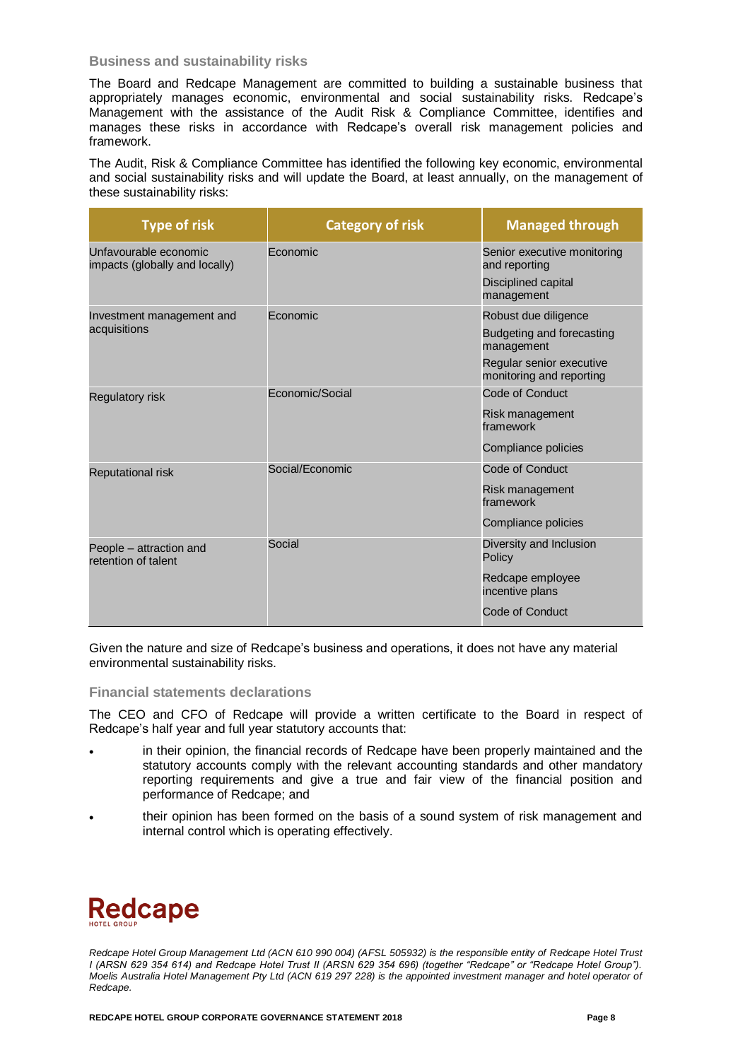### Business and sustainability risks

The Board and Redcape Management are committed to building a sustainable business that appropriately manages economic, environmental and social sustainability risks. Redcape's Management with the assistance of the Audit Risk & Compliance Committee, identifies and manages these risks in accordance with Redcape's overall risk management policies and framework.

The Audit, Risk & Compliance Committee has identified the following key economic, environmental and social sustainability risks and will update the Board, at least annually, on the management of these sustainability risks:

| Type of risk | Category of risk | Managed through |
|---|---|---|
| Unfavourable economic impacts (globally and locally) | Economic | Senior executive monitoring and reporting<br>Disciplined capital management |
| Investment management and acquisitions | Economic | Robust due diligence<br>Budgeting and forecasting management<br>Regular senior executive monitoring and reporting |
| Regulatory risk | Economic/Social | Code of Conduct<br>Risk management framework<br>Compliance policies |
| Reputational risk | Social/Economic | Code of Conduct<br>Risk management framework<br>Compliance policies |
| People – attraction and retention of talent | Social | Diversity and Inclusion Policy<br>Redcape employee incentive plans<br>Code of Conduct |

Given the nature and size of Redcape's business and operations, it does not have any material environmental sustainability risks.

### Financial statements declarations

The CEO and CFO of Redcape will provide a written certificate to the Board in respect of Redcape's half year and full year statutory accounts that:

- in their opinion, the financial records of Redcape have been properly maintained and the statutory accounts comply with the relevant accounting standards and other mandatory reporting requirements and give a true and fair view of the financial position and performance of Redcape; and
- their opinion has been formed on the basis of a sound system of risk management and internal control which is operating effectively.

**Redcape** HOTEL GROUP

*Redcape Hotel Group Management Ltd (ACN 610 990 004) (AFSL 505932) is the responsible entity of Redcape Hotel Trust I (ARSN 629 354 614) and Redcape Hotel Trust II (ARSN 629 354 696) (together "Redcape" or "Redcape Hotel Group"). Moelis Australia Hotel Management Pty Ltd (ACN 619 297 228) is the appointed investment manager and hotel operator of Redcape.*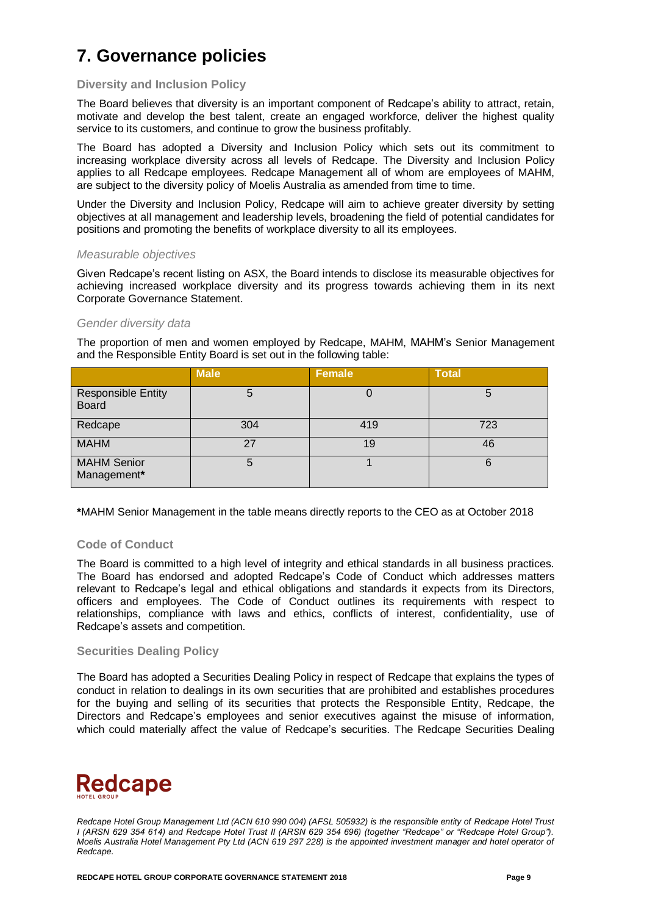# 7. Governance policies

### Diversity and Inclusion Policy

The Board believes that diversity is an important component of Redcape's ability to attract, retain, motivate and develop the best talent, create an engaged workforce, deliver the highest quality service to its customers, and continue to grow the business profitably.

The Board has adopted a Diversity and Inclusion Policy which sets out its commitment to increasing workplace diversity across all levels of Redcape. The Diversity and Inclusion Policy applies to all Redcape employees. Redcape Management all of whom are employees of MAHM, are subject to the diversity policy of Moelis Australia as amended from time to time.

Under the Diversity and Inclusion Policy, Redcape will aim to achieve greater diversity by setting objectives at all management and leadership levels, broadening the field of potential candidates for positions and promoting the benefits of workplace diversity to all its employees.

#### *Measurable objectives*

Given Redcape's recent listing on ASX, the Board intends to disclose its measurable objectives for achieving increased workplace diversity and its progress towards achieving them in its next Corporate Governance Statement.

#### *Gender diversity data*

The proportion of men and women employed by Redcape, MAHM, MAHM's Senior Management and the Responsible Entity Board is set out in the following table:

| | Male | Female | Total |
|---|---|---|---|
| Responsible Entity Board | 5 | 0 | 5 |
| Redcape | 304 | 419 | 723 |
| MAHM | 27 | 19 | 46 |
| MAHM Senior Management* | 5 | 1 | 6 |

**\***MAHM Senior Management in the table means directly reports to the CEO as at October 2018

### Code of Conduct

The Board is committed to a high level of integrity and ethical standards in all business practices. The Board has endorsed and adopted Redcape's Code of Conduct which addresses matters relevant to Redcape's legal and ethical obligations and standards it expects from its Directors, officers and employees. The Code of Conduct outlines its requirements with respect to relationships, compliance with laws and ethics, conflicts of interest, confidentiality, use of Redcape's assets and competition.

### Securities Dealing Policy

The Board has adopted a Securities Dealing Policy in respect of Redcape that explains the types of conduct in relation to dealings in its own securities that are prohibited and establishes procedures for the buying and selling of its securities that protects the Responsible Entity, Redcape, the Directors and Redcape's employees and senior executives against the misuse of information, which could materially affect the value of Redcape's securities. The Redcape Securities Dealing

*Redcape Hotel Group Management Ltd (ACN 610 990 004) (AFSL 505932) is the responsible entity of Redcape Hotel Trust I (ARSN 629 354 614) and Redcape Hotel Trust II (ARSN 629 354 696) (together "Redcape" or "Redcape Hotel Group"). Moelis Australia Hotel Management Pty Ltd (ACN 619 297 228) is the appointed investment manager and hotel operator of Redcape.*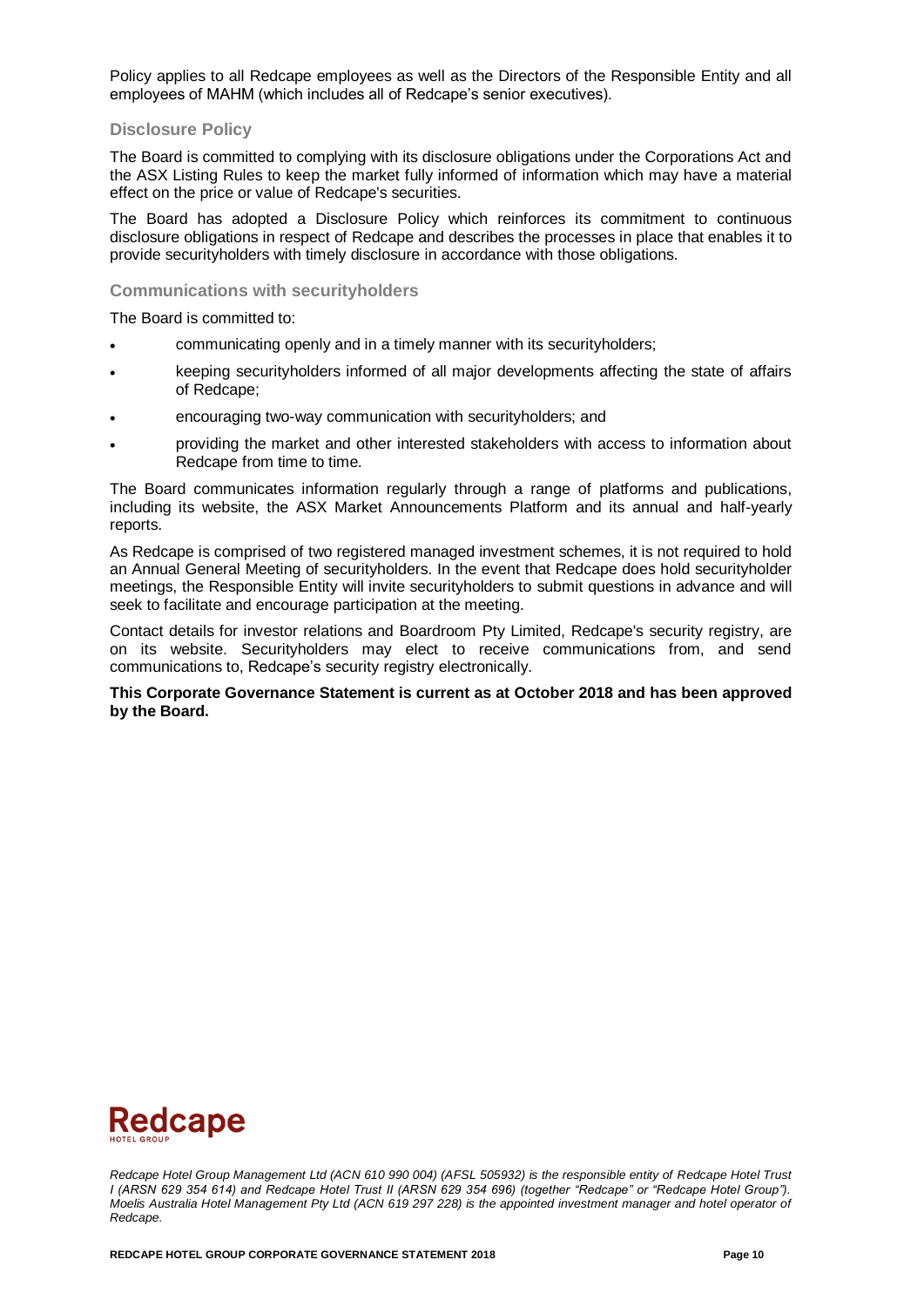Policy applies to all Redcape employees as well as the Directors of the Responsible Entity and all employees of MAHM (which includes all of Redcape's senior executives).

### Disclosure Policy

The Board is committed to complying with its disclosure obligations under the Corporations Act and the ASX Listing Rules to keep the market fully informed of information which may have a material effect on the price or value of Redcape's securities.

The Board has adopted a Disclosure Policy which reinforces its commitment to continuous disclosure obligations in respect of Redcape and describes the processes in place that enables it to provide securityholders with timely disclosure in accordance with those obligations.

### Communications with securityholders

The Board is committed to:

- communicating openly and in a timely manner with its securityholders;
- keeping securityholders informed of all major developments affecting the state of affairs of Redcape;
- encouraging two-way communication with securityholders; and
- providing the market and other interested stakeholders with access to information about Redcape from time to time.

The Board communicates information regularly through a range of platforms and publications, including its website, the ASX Market Announcements Platform and its annual and half-yearly reports.

As Redcape is comprised of two registered managed investment schemes, it is not required to hold an Annual General Meeting of securityholders. In the event that Redcape does hold securityholder meetings, the Responsible Entity will invite securityholders to submit questions in advance and will seek to facilitate and encourage participation at the meeting.

Contact details for investor relations and Boardroom Pty Limited, Redcape's security registry, are on its website. Securityholders may elect to receive communications from, and send communications to, Redcape's security registry electronically.

**This Corporate Governance Statement is current as at October 2018 and has been approved by the Board.**

Redcape
HOTEL GROUP

*Redcape Hotel Group Management Ltd (ACN 610 990 004) (AFSL 505932) is the responsible entity of Redcape Hotel Trust I (ARSN 629 354 614) and Redcape Hotel Trust II (ARSN 629 354 696) (together "Redcape" or "Redcape Hotel Group"). Moelis Australia Hotel Management Pty Ltd (ACN 619 297 228) is the appointed investment manager and hotel operator of Redcape.*